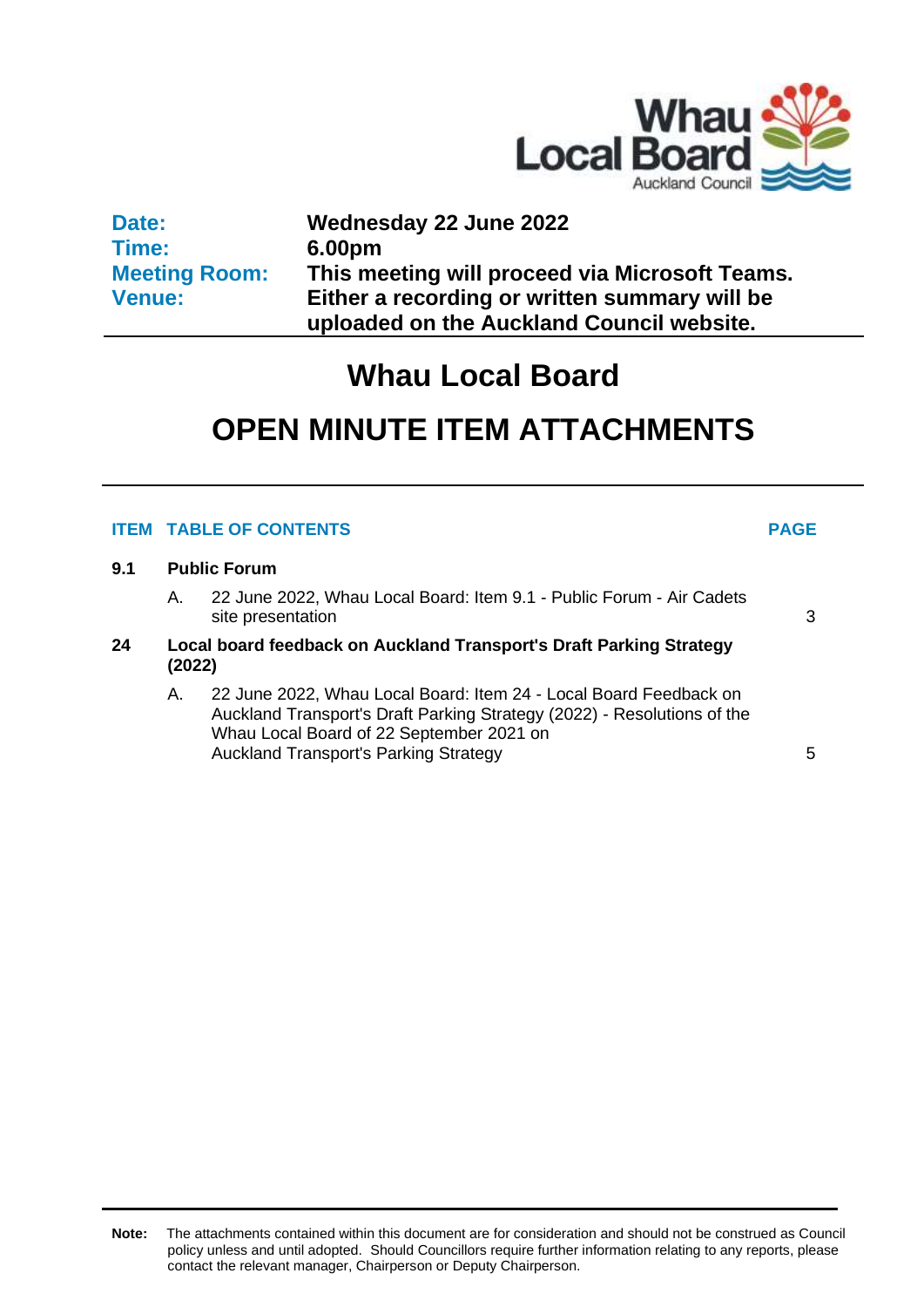Whau Local Board
Auckland Council

| | |
|---|---|
| **Date:** | **Wednesday 22 June 2022** |
| **Time:** | **6.00pm** |
| **Meeting Room:** | **This meeting will proceed via Microsoft Teams.** |
| **Venue:** | **Either a recording or written summary will be uploaded on the Auckland Council website.** |

# Whau Local Board

# OPEN MINUTE ITEM ATTACHMENTS

| ITEM | TABLE OF CONTENTS | PAGE |
|---|---|---|
| **9.1** | **Public Forum** | |
| | A. 22 June 2022, Whau Local Board: Item 9.1 - Public Forum - Air Cadets site presentation | 3 |
| **24** | **Local board feedback on Auckland Transport's Draft Parking Strategy (2022)** | |
| | A. 22 June 2022, Whau Local Board: Item 24 - Local Board Feedback on Auckland Transport's Draft Parking Strategy (2022) - Resolutions of the Whau Local Board of 22 September 2021 on Auckland Transport's Parking Strategy | 5 |

**Note:** The attachments contained within this document are for consideration and should not be construed as Council policy unless and until adopted. Should Councillors require further information relating to any reports, please contact the relevant manager, Chairperson or Deputy Chairperson.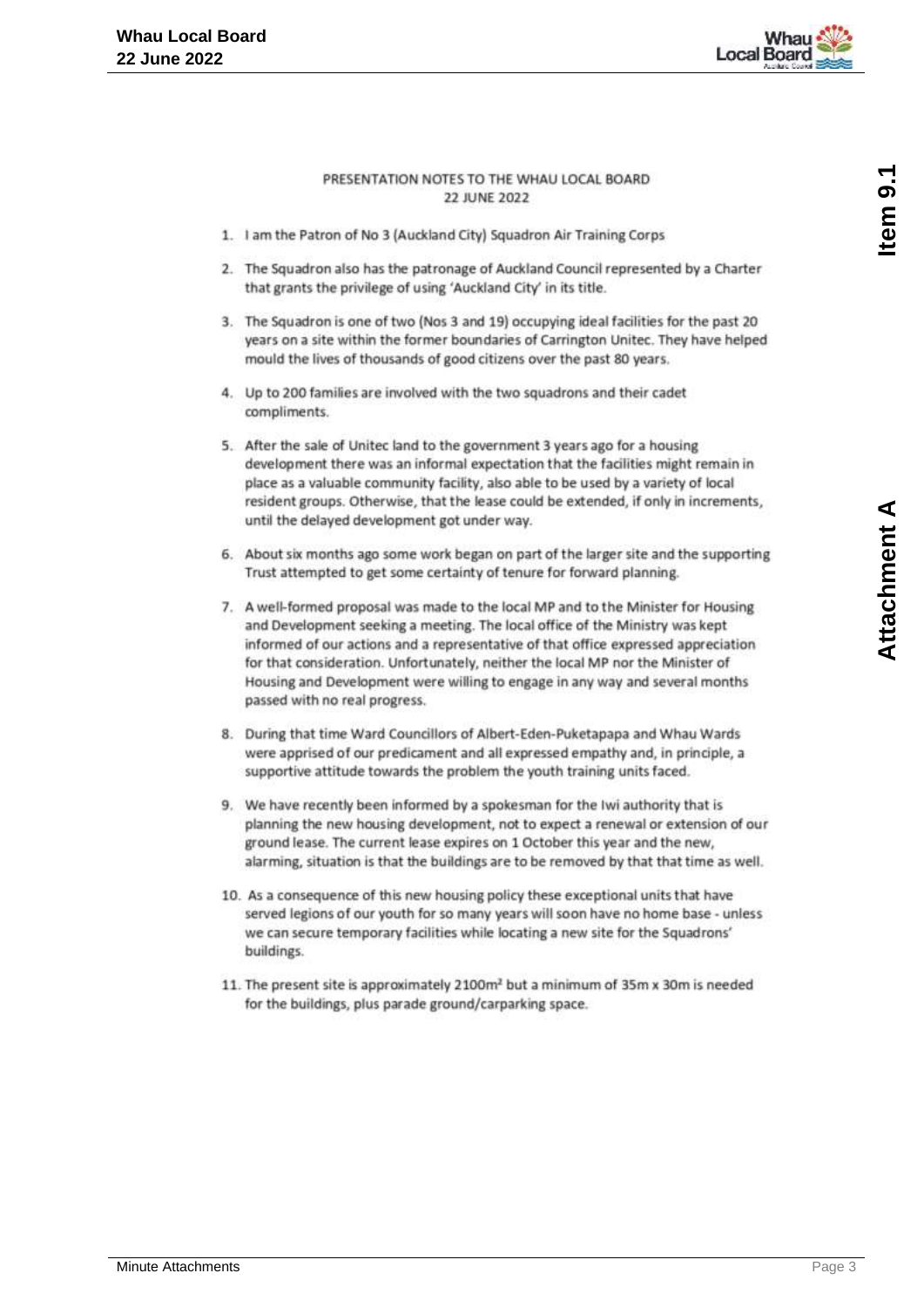PRESENTATION NOTES TO THE WHAU LOCAL BOARD
22 JUNE 2022

1. I am the Patron of No 3 (Auckland City) Squadron Air Training Corps

2. The Squadron also has the patronage of Auckland Council represented by a Charter that grants the privilege of using 'Auckland City' in its title.

3. The Squadron is one of two (Nos 3 and 19) occupying ideal facilities for the past 20 years on a site within the former boundaries of Carrington Unitec. They have helped mould the lives of thousands of good citizens over the past 80 years.

4. Up to 200 families are involved with the two squadrons and their cadet compliments.

5. After the sale of Unitec land to the government 3 years ago for a housing development there was an informal expectation that the facilities might remain in place as a valuable community facility, also able to be used by a variety of local resident groups. Otherwise, that the lease could be extended, if only in increments, until the delayed development got under way.

6. About six months ago some work began on part of the larger site and the supporting Trust attempted to get some certainty of tenure for forward planning.

7. A well-formed proposal was made to the local MP and to the Minister for Housing and Development seeking a meeting. The local office of the Ministry was kept informed of our actions and a representative of that office expressed appreciation for that consideration. Unfortunately, neither the local MP nor the Minister of Housing and Development were willing to engage in any way and several months passed with no real progress.

8. During that time Ward Councillors of Albert-Eden-Puketapapa and Whau Wards were apprised of our predicament and all expressed empathy and, in principle, a supportive attitude towards the problem the youth training units faced.

9. We have recently been informed by a spokesman for the Iwi authority that is planning the new housing development, not to expect a renewal or extension of our ground lease. The current lease expires on 1 October this year and the new, alarming, situation is that the buildings are to be removed by that that time as well.

10. As a consequence of this new housing policy these exceptional units that have served legions of our youth for so many years will soon have no home base - unless we can secure temporary facilities while locating a new site for the Squadrons' buildings.

11. The present site is approximately 2100m² but a minimum of 35m x 30m is needed for the buildings, plus parade ground/carparking space.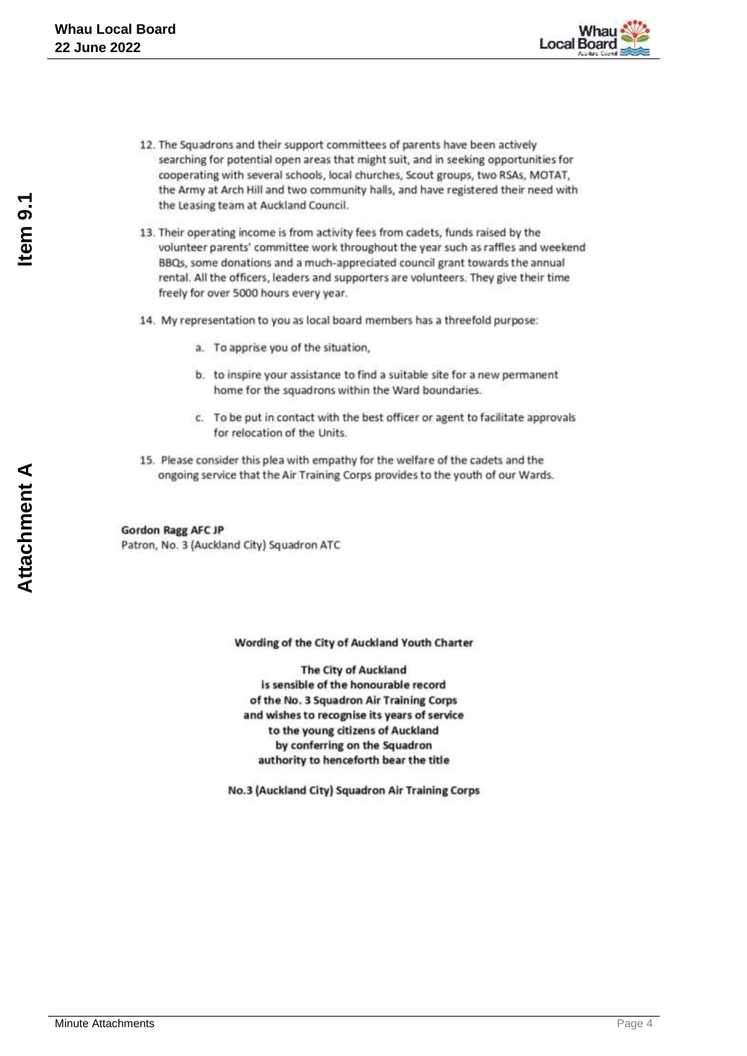12. The Squadrons and their support committees of parents have been actively searching for potential open areas that might suit, and in seeking opportunities for cooperating with several schools, local churches, Scout groups, two RSAs, MOTAT, the Army at Arch Hill and two community halls, and have registered their need with the Leasing team at Auckland Council.

13. Their operating income is from activity fees from cadets, funds raised by the volunteer parents' committee work throughout the year such as raffles and weekend BBQs, some donations and a much-appreciated council grant towards the annual rental. All the officers, leaders and supporters are volunteers. They give their time freely for over 5000 hours every year.

14. My representation to you as local board members has a threefold purpose:

    a. To apprise you of the situation,

    b. to inspire your assistance to find a suitable site for a new permanent home for the squadrons within the Ward boundaries.

    c. To be put in contact with the best officer or agent to facilitate approvals for relocation of the Units.

15. Please consider this plea with empathy for the welfare of the cadets and the ongoing service that the Air Training Corps provides to the youth of our Wards.

**Gordon Ragg AFC JP**
Patron, No. 3 (Auckland City) Squadron ATC

**Wording of the City of Auckland Youth Charter**

**The City of Auckland**
**is sensible of the honourable record**
**of the No. 3 Squadron Air Training Corps**
**and wishes to recognise its years of service**
**to the young citizens of Auckland**
**by conferring on the Squadron**
**authority to henceforth bear the title**

**No.3 (Auckland City) Squadron Air Training Corps**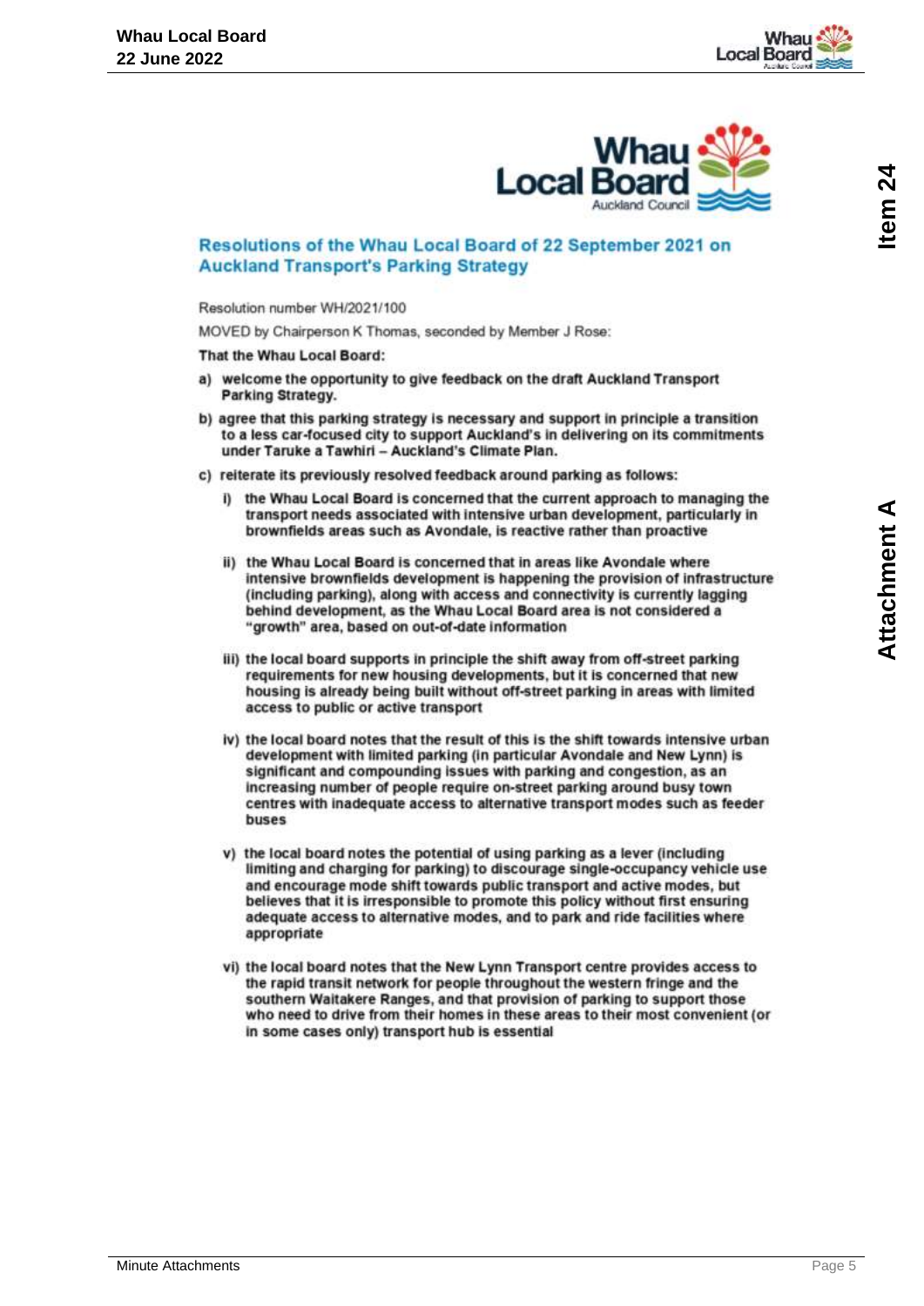## Resolutions of the Whau Local Board of 22 September 2021 on Auckland Transport's Parking Strategy

Resolution number WH/2021/100

MOVED by Chairperson K Thomas, seconded by Member J Rose:

**That the Whau Local Board:**

**a) welcome the opportunity to give feedback on the draft Auckland Transport Parking Strategy.**

**b) agree that this parking strategy is necessary and support in principle a transition to a less car-focused city to support Auckland's in delivering on its commitments under Taruke a Tawhiri – Auckland's Climate Plan.**

**c) reiterate its previously resolved feedback around parking as follows:**

**i) the Whau Local Board is concerned that the current approach to managing the transport needs associated with intensive urban development, particularly in brownfields areas such as Avondale, is reactive rather than proactive**

**ii) the Whau Local Board is concerned that in areas like Avondale where intensive brownfields development is happening the provision of infrastructure (including parking), along with access and connectivity is currently lagging behind development, as the Whau Local Board area is not considered a "growth" area, based on out-of-date information**

**iii) the local board supports in principle the shift away from off-street parking requirements for new housing developments, but it is concerned that new housing is already being built without off-street parking in areas with limited access to public or active transport**

**iv) the local board notes that the result of this is the shift towards intensive urban development with limited parking (in particular Avondale and New Lynn) is significant and compounding issues with parking and congestion, as an increasing number of people require on-street parking around busy town centres with inadequate access to alternative transport modes such as feeder buses**

**v) the local board notes the potential of using parking as a lever (including limiting and charging for parking) to discourage single-occupancy vehicle use and encourage mode shift towards public transport and active modes, but believes that it is irresponsible to promote this policy without first ensuring adequate access to alternative modes, and to park and ride facilities where appropriate**

**vi) the local board notes that the New Lynn Transport centre provides access to the rapid transit network for people throughout the western fringe and the southern Waitakere Ranges, and that provision of parking to support those who need to drive from their homes in these areas to their most convenient (or in some cases only) transport hub is essential**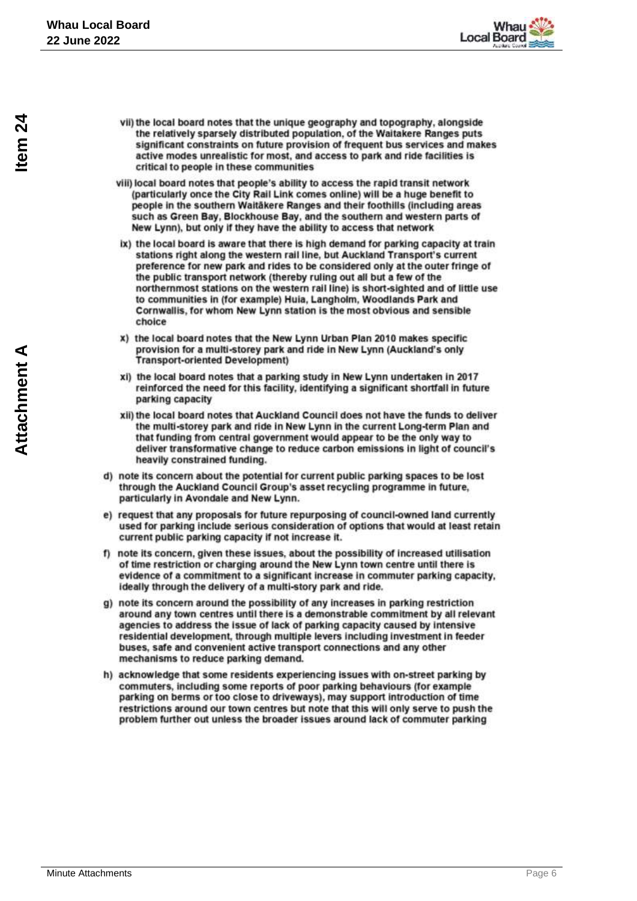vii) the local board notes that the unique geography and topography, alongside the relatively sparsely distributed population, of the Waitakere Ranges puts significant constraints on future provision of frequent bus services and makes active modes unrealistic for most, and access to park and ride facilities is critical to people in these communities

viii) local board notes that people's ability to access the rapid transit network (particularly once the City Rail Link comes online) will be a huge benefit to people in the southern Waitākere Ranges and their foothills (including areas such as Green Bay, Blockhouse Bay, and the southern and western parts of New Lynn), but only if they have the ability to access that network

ix) the local board is aware that there is high demand for parking capacity at train stations right along the western rail line, but Auckland Transport's current preference for new park and rides to be considered only at the outer fringe of the public transport network (thereby ruling out all but a few of the northernmost stations on the western rail line) is short-sighted and of little use to communities in (for example) Huia, Langholm, Woodlands Park and Cornwallis, for whom New Lynn station is the most obvious and sensible choice

x) the local board notes that the New Lynn Urban Plan 2010 makes specific provision for a multi-storey park and ride in New Lynn (Auckland's only Transport-oriented Development)

xi) the local board notes that a parking study in New Lynn undertaken in 2017 reinforced the need for this facility, identifying a significant shortfall in future parking capacity

xii) the local board notes that Auckland Council does not have the funds to deliver the multi-storey park and ride in New Lynn in the current Long-term Plan and that funding from central government would appear to be the only way to deliver transformative change to reduce carbon emissions in light of council's heavily constrained funding.

d) note its concern about the potential for current public parking spaces to be lost through the Auckland Council Group's asset recycling programme in future, particularly in Avondale and New Lynn.

e) request that any proposals for future repurposing of council-owned land currently used for parking include serious consideration of options that would at least retain current public parking capacity if not increase it.

f) note its concern, given these issues, about the possibility of increased utilisation of time restriction or charging around the New Lynn town centre until there is evidence of a commitment to a significant increase in commuter parking capacity, ideally through the delivery of a multi-story park and ride.

g) note its concern around the possibility of any increases in parking restriction around any town centres until there is a demonstrable commitment by all relevant agencies to address the issue of lack of parking capacity caused by intensive residential development, through multiple levers including investment in feeder buses, safe and convenient active transport connections and any other mechanisms to reduce parking demand.

h) acknowledge that some residents experiencing issues with on-street parking by commuters, including some reports of poor parking behaviours (for example parking on berms or too close to driveways), may support introduction of time restrictions around our town centres but note that this will only serve to push the problem further out unless the broader issues around lack of commuter parking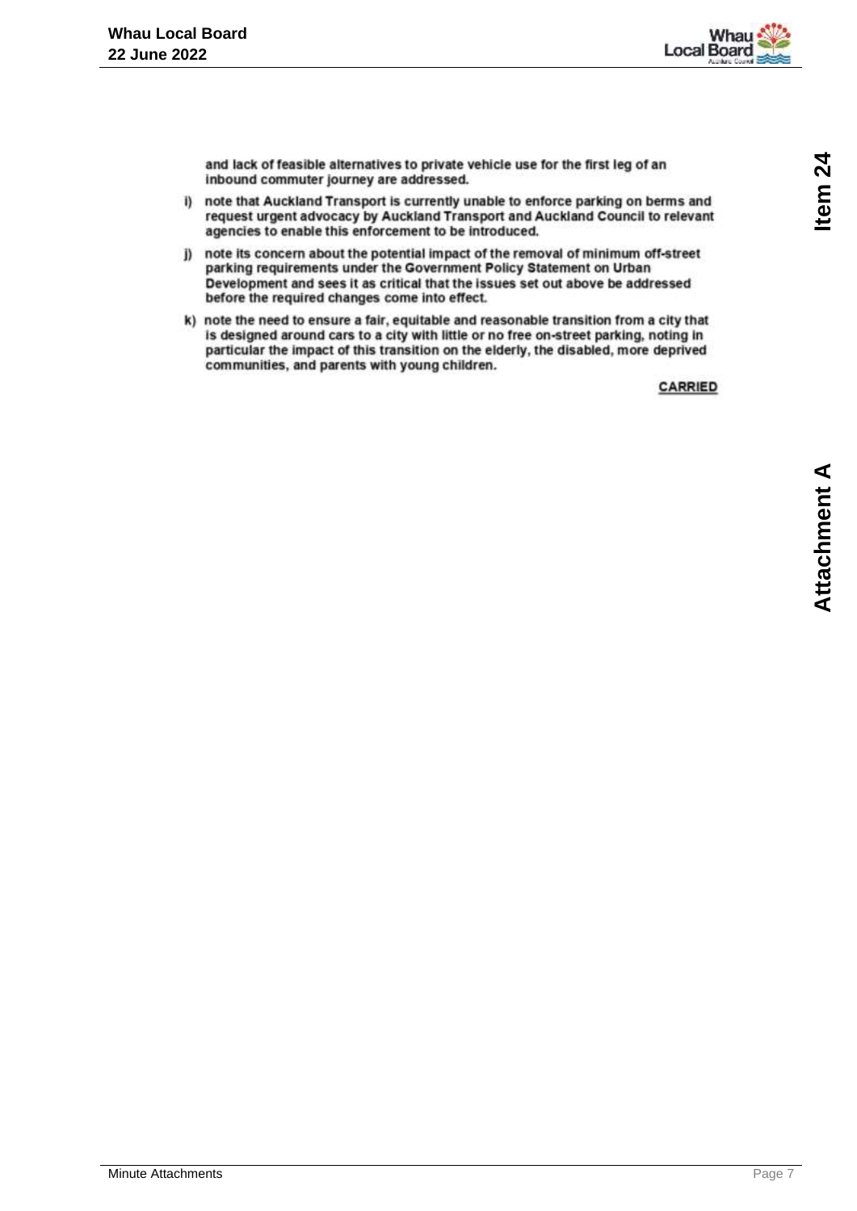and lack of feasible alternatives to private vehicle use for the first leg of an inbound commuter journey are addressed.

i) note that Auckland Transport is currently unable to enforce parking on berms and request urgent advocacy by Auckland Transport and Auckland Council to relevant agencies to enable this enforcement to be introduced.

j) note its concern about the potential impact of the removal of minimum off-street parking requirements under the Government Policy Statement on Urban Development and sees it as critical that the issues set out above be addressed before the required changes come into effect.

k) note the need to ensure a fair, equitable and reasonable transition from a city that is designed around cars to a city with little or no free on-street parking, noting in particular the impact of this transition on the elderly, the disabled, more deprived communities, and parents with young children.

CARRIED